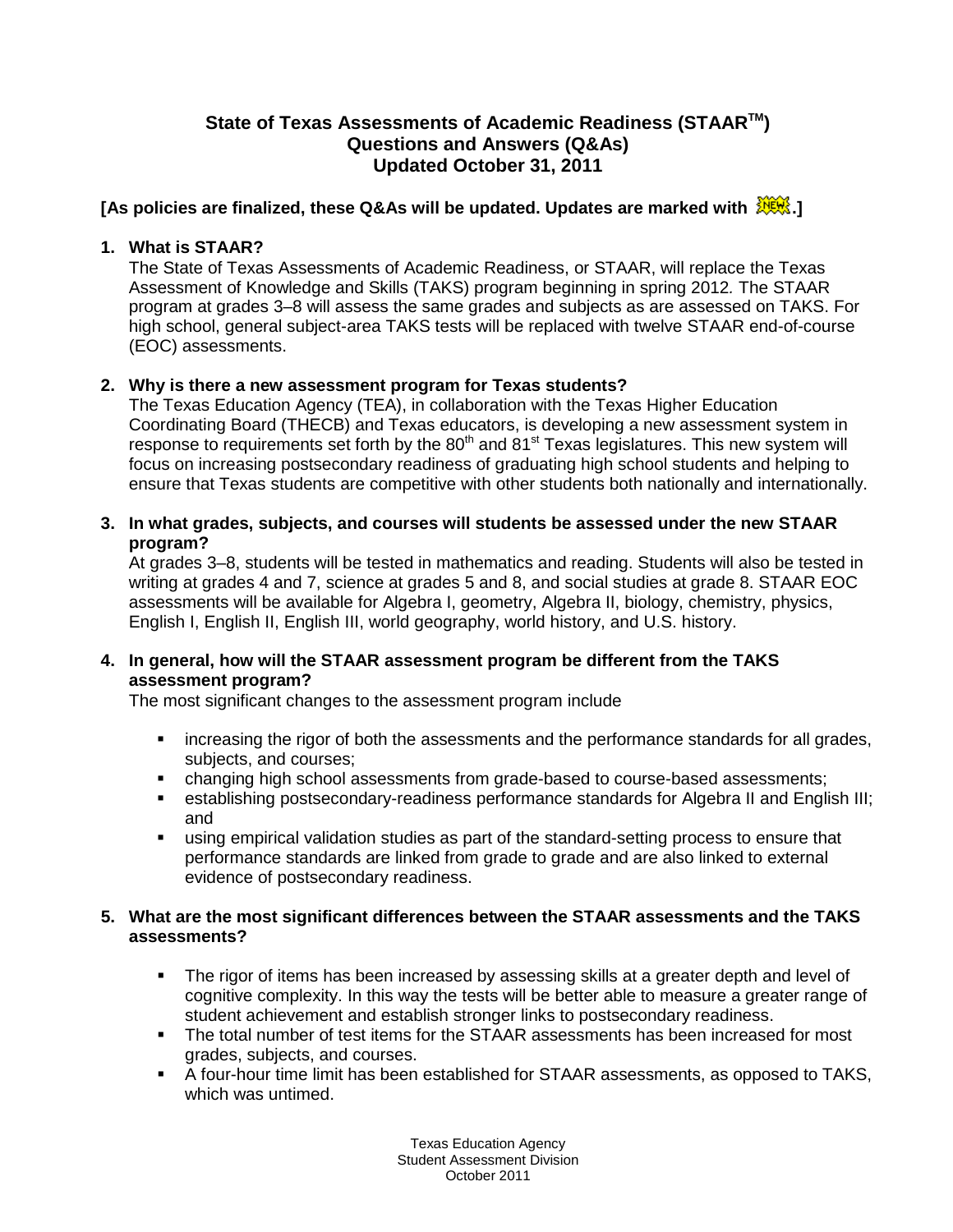# State of Texas Assessments of Academic Readiness (STAAR™) Questions and Answers (Q&As) Updated October 31, 2011

**[As policies are finalized, these Q&As will be updated. Updates are marked with NEW.]**

**1. What is STAAR?**

The State of Texas Assessments of Academic Readiness, or STAAR, will replace the Texas Assessment of Knowledge and Skills (TAKS) program beginning in spring 2012. The STAAR program at grades 3–8 will assess the same grades and subjects as are assessed on TAKS. For high school, general subject-area TAKS tests will be replaced with twelve STAAR end-of-course (EOC) assessments.

**2. Why is there a new assessment program for Texas students?**

The Texas Education Agency (TEA), in collaboration with the Texas Higher Education Coordinating Board (THECB) and Texas educators, is developing a new assessment system in response to requirements set forth by the 80th and 81st Texas legislatures. This new system will focus on increasing postsecondary readiness of graduating high school students and helping to ensure that Texas students are competitive with other students both nationally and internationally.

**3. In what grades, subjects, and courses will students be assessed under the new STAAR program?**

At grades 3–8, students will be tested in mathematics and reading. Students will also be tested in writing at grades 4 and 7, science at grades 5 and 8, and social studies at grade 8. STAAR EOC assessments will be available for Algebra I, geometry, Algebra II, biology, chemistry, physics, English I, English II, English III, world geography, world history, and U.S. history.

**4. In general, how will the STAAR assessment program be different from the TAKS assessment program?**

The most significant changes to the assessment program include

- increasing the rigor of both the assessments and the performance standards for all grades, subjects, and courses;
- changing high school assessments from grade-based to course-based assessments;
- establishing postsecondary-readiness performance standards for Algebra II and English III; and
- using empirical validation studies as part of the standard-setting process to ensure that performance standards are linked from grade to grade and are also linked to external evidence of postsecondary readiness.

**5. What are the most significant differences between the STAAR assessments and the TAKS assessments?**

- The rigor of items has been increased by assessing skills at a greater depth and level of cognitive complexity. In this way the tests will be better able to measure a greater range of student achievement and establish stronger links to postsecondary readiness.
- The total number of test items for the STAAR assessments has been increased for most grades, subjects, and courses.
- A four-hour time limit has been established for STAAR assessments, as opposed to TAKS, which was untimed.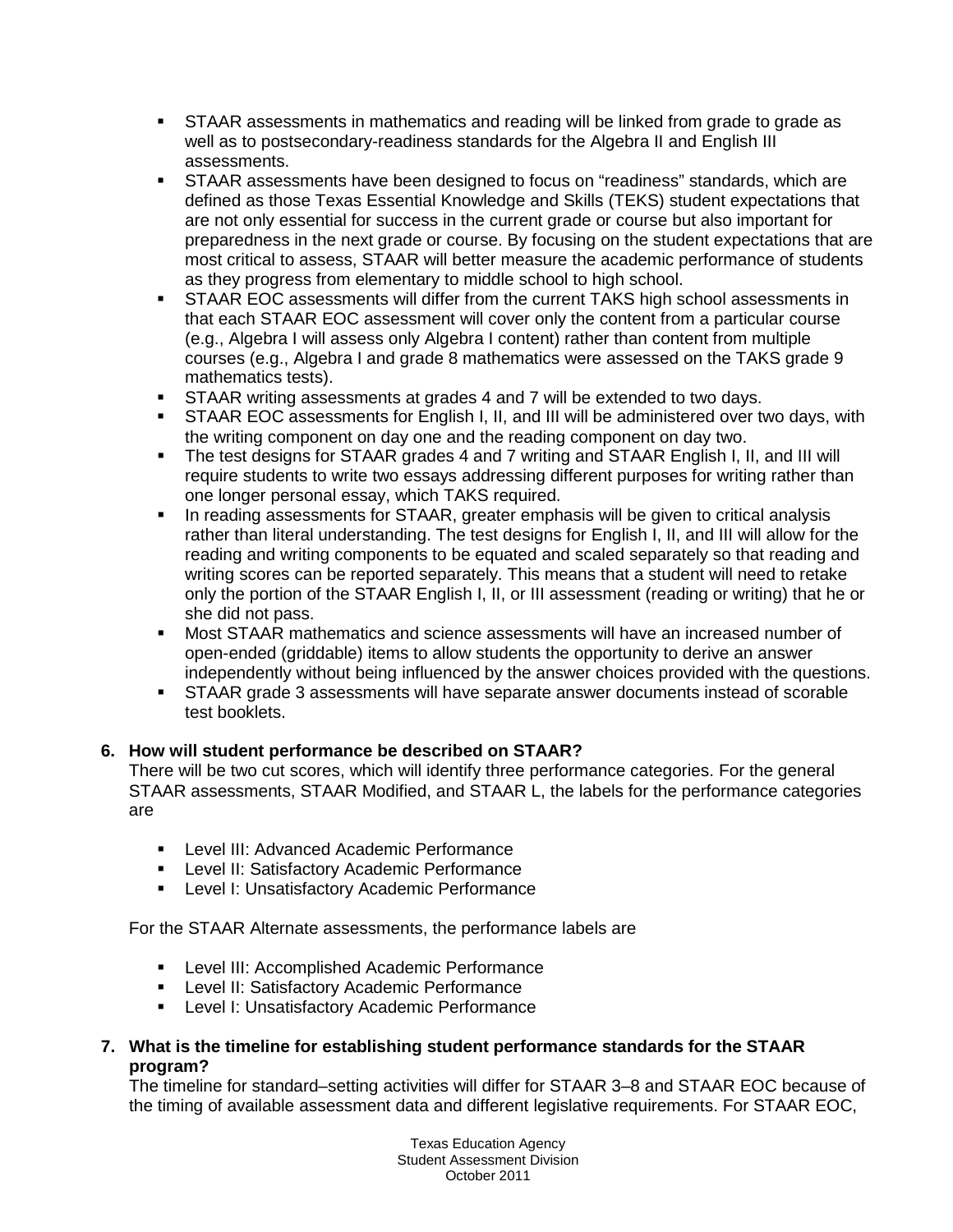- STAAR assessments in mathematics and reading will be linked from grade to grade as well as to postsecondary-readiness standards for the Algebra II and English III assessments.
- STAAR assessments have been designed to focus on “readiness” standards, which are defined as those Texas Essential Knowledge and Skills (TEKS) student expectations that are not only essential for success in the current grade or course but also important for preparedness in the next grade or course. By focusing on the student expectations that are most critical to assess, STAAR will better measure the academic performance of students as they progress from elementary to middle school to high school.
- STAAR EOC assessments will differ from the current TAKS high school assessments in that each STAAR EOC assessment will cover only the content from a particular course (e.g., Algebra I will assess only Algebra I content) rather than content from multiple courses (e.g., Algebra I and grade 8 mathematics were assessed on the TAKS grade 9 mathematics tests).
- STAAR writing assessments at grades 4 and 7 will be extended to two days.
- STAAR EOC assessments for English I, II, and III will be administered over two days, with the writing component on day one and the reading component on day two.
- The test designs for STAAR grades 4 and 7 writing and STAAR English I, II, and III will require students to write two essays addressing different purposes for writing rather than one longer personal essay, which TAKS required.
- In reading assessments for STAAR, greater emphasis will be given to critical analysis rather than literal understanding. The test designs for English I, II, and III will allow for the reading and writing components to be equated and scaled separately so that reading and writing scores can be reported separately. This means that a student will need to retake only the portion of the STAAR English I, II, or III assessment (reading or writing) that he or she did not pass.
- Most STAAR mathematics and science assessments will have an increased number of open-ended (griddable) items to allow students the opportunity to derive an answer independently without being influenced by the answer choices provided with the questions.
- STAAR grade 3 assessments will have separate answer documents instead of scorable test booklets.

**6. How will student performance be described on STAAR?**

There will be two cut scores, which will identify three performance categories. For the general STAAR assessments, STAAR Modified, and STAAR L, the labels for the performance categories are

- Level III: Advanced Academic Performance
- Level II: Satisfactory Academic Performance
- Level I: Unsatisfactory Academic Performance

For the STAAR Alternate assessments, the performance labels are

- Level III: Accomplished Academic Performance
- Level II: Satisfactory Academic Performance
- Level I: Unsatisfactory Academic Performance

**7. What is the timeline for establishing student performance standards for the STAAR program?**

The timeline for standard–setting activities will differ for STAAR 3–8 and STAAR EOC because of the timing of available assessment data and different legislative requirements. For STAAR EOC,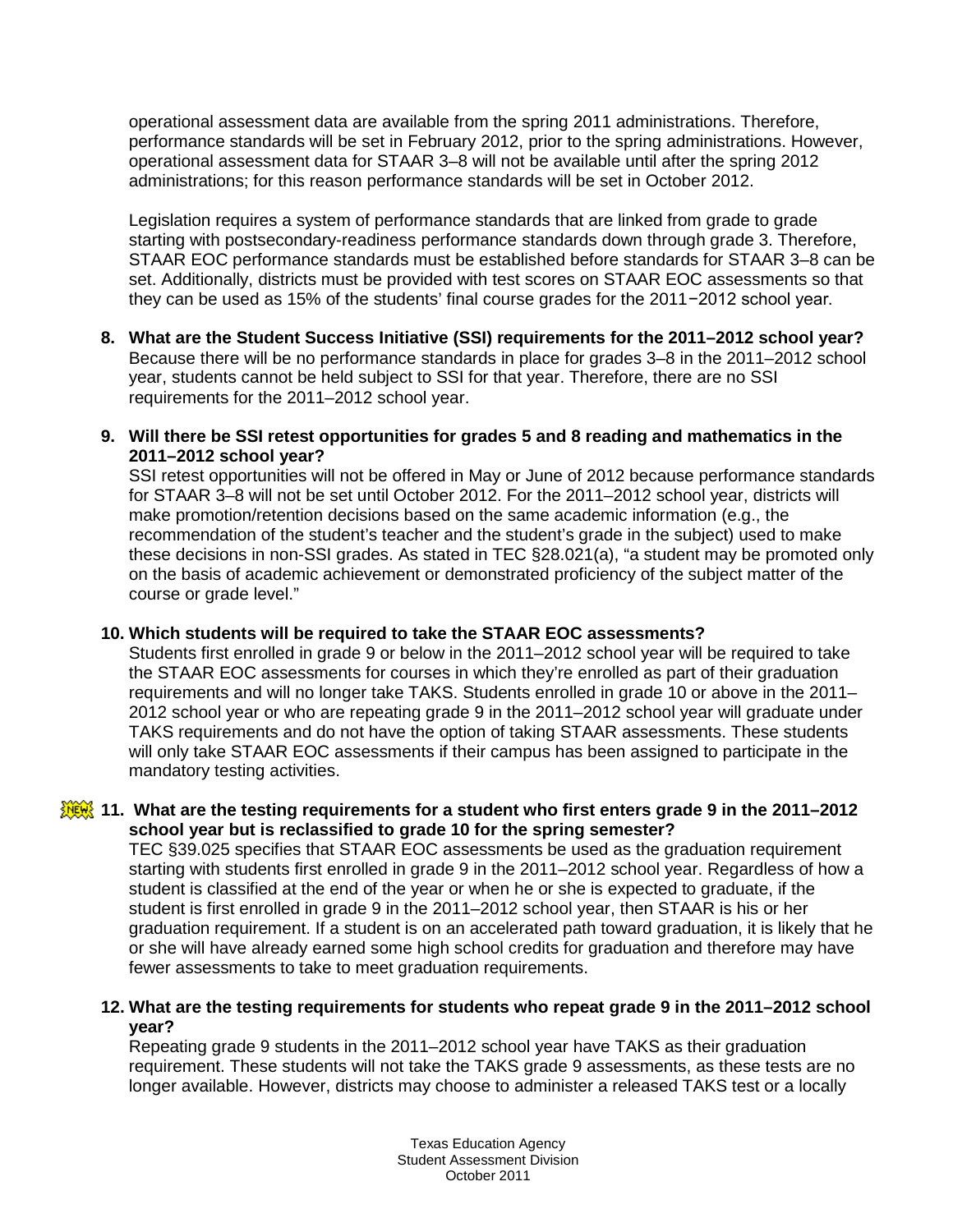operational assessment data are available from the spring 2011 administrations. Therefore, performance standards will be set in February 2012, prior to the spring administrations. However, operational assessment data for STAAR 3–8 will not be available until after the spring 2012 administrations; for this reason performance standards will be set in October 2012.

Legislation requires a system of performance standards that are linked from grade to grade starting with postsecondary-readiness performance standards down through grade 3. Therefore, STAAR EOC performance standards must be established before standards for STAAR 3–8 can be set. Additionally, districts must be provided with test scores on STAAR EOC assessments so that they can be used as 15% of the students' final course grades for the 2011−2012 school year.

8. **What are the Student Success Initiative (SSI) requirements for the 2011–2012 school year?**
   Because there will be no performance standards in place for grades 3–8 in the 2011–2012 school year, students cannot be held subject to SSI for that year. Therefore, there are no SSI requirements for the 2011–2012 school year.

9. **Will there be SSI retest opportunities for grades 5 and 8 reading and mathematics in the 2011–2012 school year?**
   SSI retest opportunities will not be offered in May or June of 2012 because performance standards for STAAR 3–8 will not be set until October 2012. For the 2011–2012 school year, districts will make promotion/retention decisions based on the same academic information (e.g., the recommendation of the student's teacher and the student's grade in the subject) used to make these decisions in non-SSI grades. As stated in TEC §28.021(a), "a student may be promoted only on the basis of academic achievement or demonstrated proficiency of the subject matter of the course or grade level."

10. **Which students will be required to take the STAAR EOC assessments?**
    Students first enrolled in grade 9 or below in the 2011–2012 school year will be required to take the STAAR EOC assessments for courses in which they're enrolled as part of their graduation requirements and will no longer take TAKS. Students enrolled in grade 10 or above in the 2011–2012 school year or who are repeating grade 9 in the 2011–2012 school year will graduate under TAKS requirements and do not have the option of taking STAAR assessments. These students will only take STAAR EOC assessments if their campus has been assigned to participate in the mandatory testing activities.

11. **NEW What are the testing requirements for a student who first enters grade 9 in the 2011–2012 school year but is reclassified to grade 10 for the spring semester?**
    TEC §39.025 specifies that STAAR EOC assessments be used as the graduation requirement starting with students first enrolled in grade 9 in the 2011–2012 school year. Regardless of how a student is classified at the end of the year or when he or she is expected to graduate, if the student is first enrolled in grade 9 in the 2011–2012 school year, then STAAR is his or her graduation requirement. If a student is on an accelerated path toward graduation, it is likely that he or she will have already earned some high school credits for graduation and therefore may have fewer assessments to take to meet graduation requirements.

12. **What are the testing requirements for students who repeat grade 9 in the 2011–2012 school year?**
    Repeating grade 9 students in the 2011–2012 school year have TAKS as their graduation requirement. These students will not take the TAKS grade 9 assessments, as these tests are no longer available. However, districts may choose to administer a released TAKS test or a locally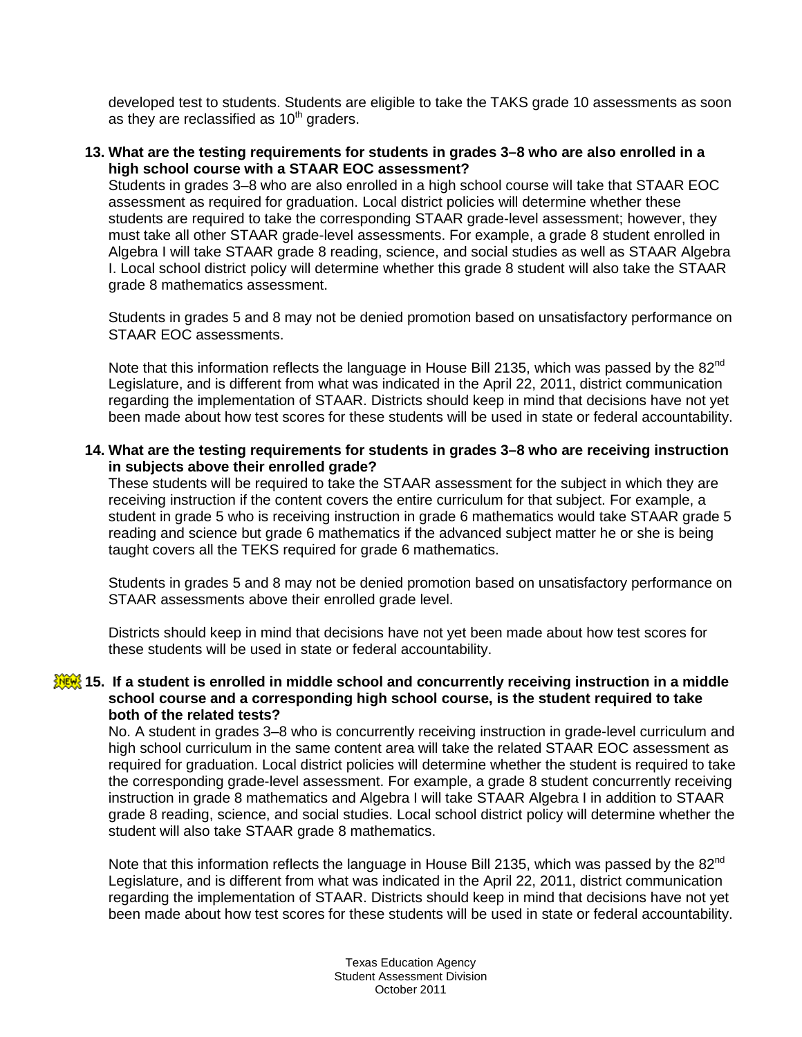developed test to students. Students are eligible to take the TAKS grade 10 assessments as soon as they are reclassified as 10th graders.

**13. What are the testing requirements for students in grades 3–8 who are also enrolled in a high school course with a STAAR EOC assessment?**

Students in grades 3–8 who are also enrolled in a high school course will take that STAAR EOC assessment as required for graduation. Local district policies will determine whether these students are required to take the corresponding STAAR grade-level assessment; however, they must take all other STAAR grade-level assessments. For example, a grade 8 student enrolled in Algebra I will take STAAR grade 8 reading, science, and social studies as well as STAAR Algebra I. Local school district policy will determine whether this grade 8 student will also take the STAAR grade 8 mathematics assessment.

Students in grades 5 and 8 may not be denied promotion based on unsatisfactory performance on STAAR EOC assessments.

Note that this information reflects the language in House Bill 2135, which was passed by the 82nd Legislature, and is different from what was indicated in the April 22, 2011, district communication regarding the implementation of STAAR. Districts should keep in mind that decisions have not yet been made about how test scores for these students will be used in state or federal accountability.

**14. What are the testing requirements for students in grades 3–8 who are receiving instruction in subjects above their enrolled grade?**

These students will be required to take the STAAR assessment for the subject in which they are receiving instruction if the content covers the entire curriculum for that subject. For example, a student in grade 5 who is receiving instruction in grade 6 mathematics would take STAAR grade 5 reading and science but grade 6 mathematics if the advanced subject matter he or she is being taught covers all the TEKS required for grade 6 mathematics.

Students in grades 5 and 8 may not be denied promotion based on unsatisfactory performance on STAAR assessments above their enrolled grade level.

Districts should keep in mind that decisions have not yet been made about how test scores for these students will be used in state or federal accountability.

**NEW 15. If a student is enrolled in middle school and concurrently receiving instruction in a middle school course and a corresponding high school course, is the student required to take both of the related tests?**

No. A student in grades 3–8 who is concurrently receiving instruction in grade-level curriculum and high school curriculum in the same content area will take the related STAAR EOC assessment as required for graduation. Local district policies will determine whether the student is required to take the corresponding grade-level assessment. For example, a grade 8 student concurrently receiving instruction in grade 8 mathematics and Algebra I will take STAAR Algebra I in addition to STAAR grade 8 reading, science, and social studies. Local school district policy will determine whether the student will also take STAAR grade 8 mathematics.

Note that this information reflects the language in House Bill 2135, which was passed by the 82nd Legislature, and is different from what was indicated in the April 22, 2011, district communication regarding the implementation of STAAR. Districts should keep in mind that decisions have not yet been made about how test scores for these students will be used in state or federal accountability.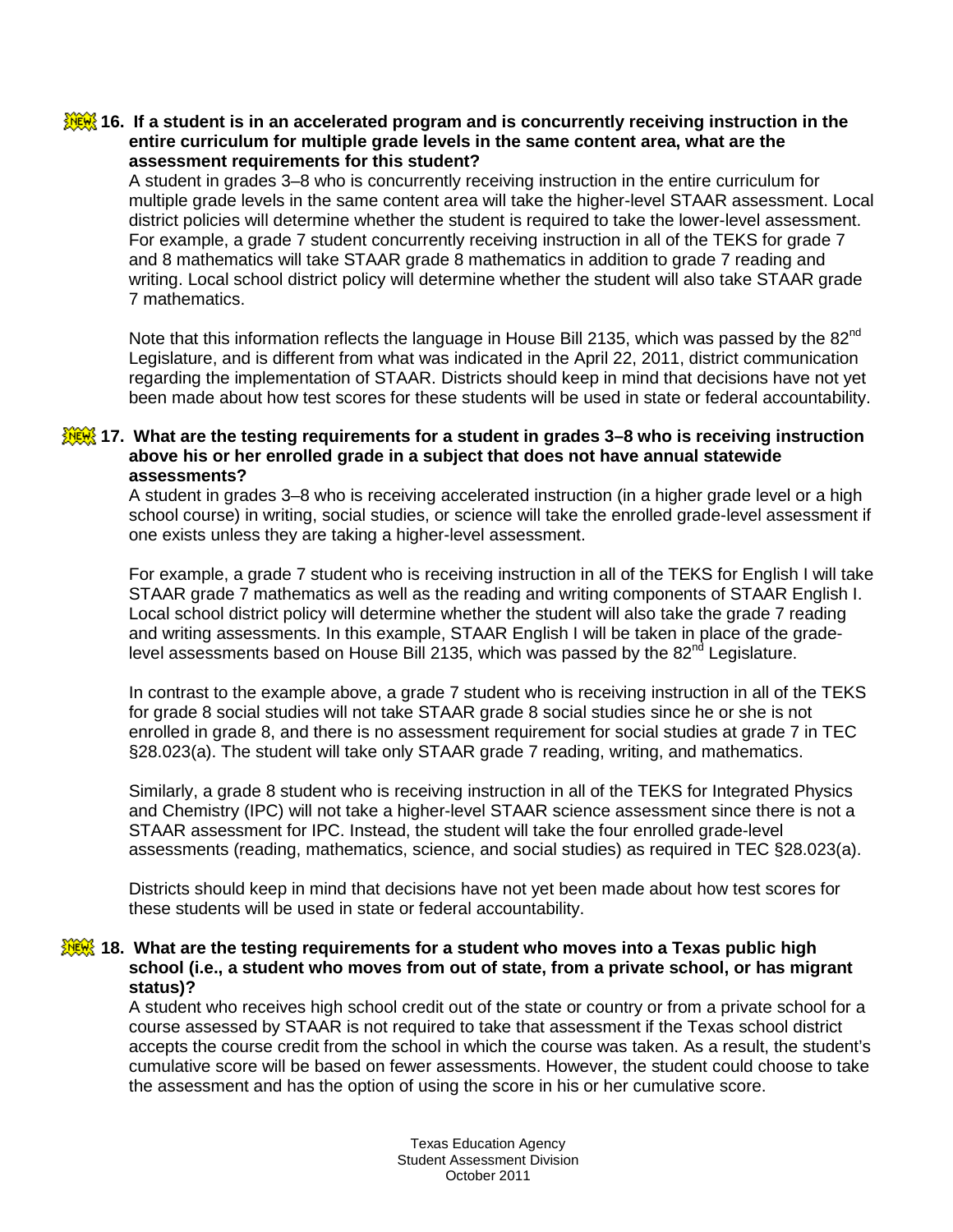**NEW 16. If a student is in an accelerated program and is concurrently receiving instruction in the entire curriculum for multiple grade levels in the same content area, what are the assessment requirements for this student?**

A student in grades 3–8 who is concurrently receiving instruction in the entire curriculum for multiple grade levels in the same content area will take the higher-level STAAR assessment. Local district policies will determine whether the student is required to take the lower-level assessment. For example, a grade 7 student concurrently receiving instruction in all of the TEKS for grade 7 and 8 mathematics will take STAAR grade 8 mathematics in addition to grade 7 reading and writing. Local school district policy will determine whether the student will also take STAAR grade 7 mathematics.

Note that this information reflects the language in House Bill 2135, which was passed by the 82nd Legislature, and is different from what was indicated in the April 22, 2011, district communication regarding the implementation of STAAR. Districts should keep in mind that decisions have not yet been made about how test scores for these students will be used in state or federal accountability.

**NEW 17. What are the testing requirements for a student in grades 3–8 who is receiving instruction above his or her enrolled grade in a subject that does not have annual statewide assessments?**

A student in grades 3–8 who is receiving accelerated instruction (in a higher grade level or a high school course) in writing, social studies, or science will take the enrolled grade-level assessment if one exists unless they are taking a higher-level assessment.

For example, a grade 7 student who is receiving instruction in all of the TEKS for English I will take STAAR grade 7 mathematics as well as the reading and writing components of STAAR English I. Local school district policy will determine whether the student will also take the grade 7 reading and writing assessments. In this example, STAAR English I will be taken in place of the grade-level assessments based on House Bill 2135, which was passed by the 82nd Legislature.

In contrast to the example above, a grade 7 student who is receiving instruction in all of the TEKS for grade 8 social studies will not take STAAR grade 8 social studies since he or she is not enrolled in grade 8, and there is no assessment requirement for social studies at grade 7 in TEC §28.023(a). The student will take only STAAR grade 7 reading, writing, and mathematics.

Similarly, a grade 8 student who is receiving instruction in all of the TEKS for Integrated Physics and Chemistry (IPC) will not take a higher-level STAAR science assessment since there is not a STAAR assessment for IPC. Instead, the student will take the four enrolled grade-level assessments (reading, mathematics, science, and social studies) as required in TEC §28.023(a).

Districts should keep in mind that decisions have not yet been made about how test scores for these students will be used in state or federal accountability.

**NEW 18. What are the testing requirements for a student who moves into a Texas public high school (i.e., a student who moves from out of state, from a private school, or has migrant status)?**

A student who receives high school credit out of the state or country or from a private school for a course assessed by STAAR is not required to take that assessment if the Texas school district accepts the course credit from the school in which the course was taken. As a result, the student's cumulative score will be based on fewer assessments. However, the student could choose to take the assessment and has the option of using the score in his or her cumulative score.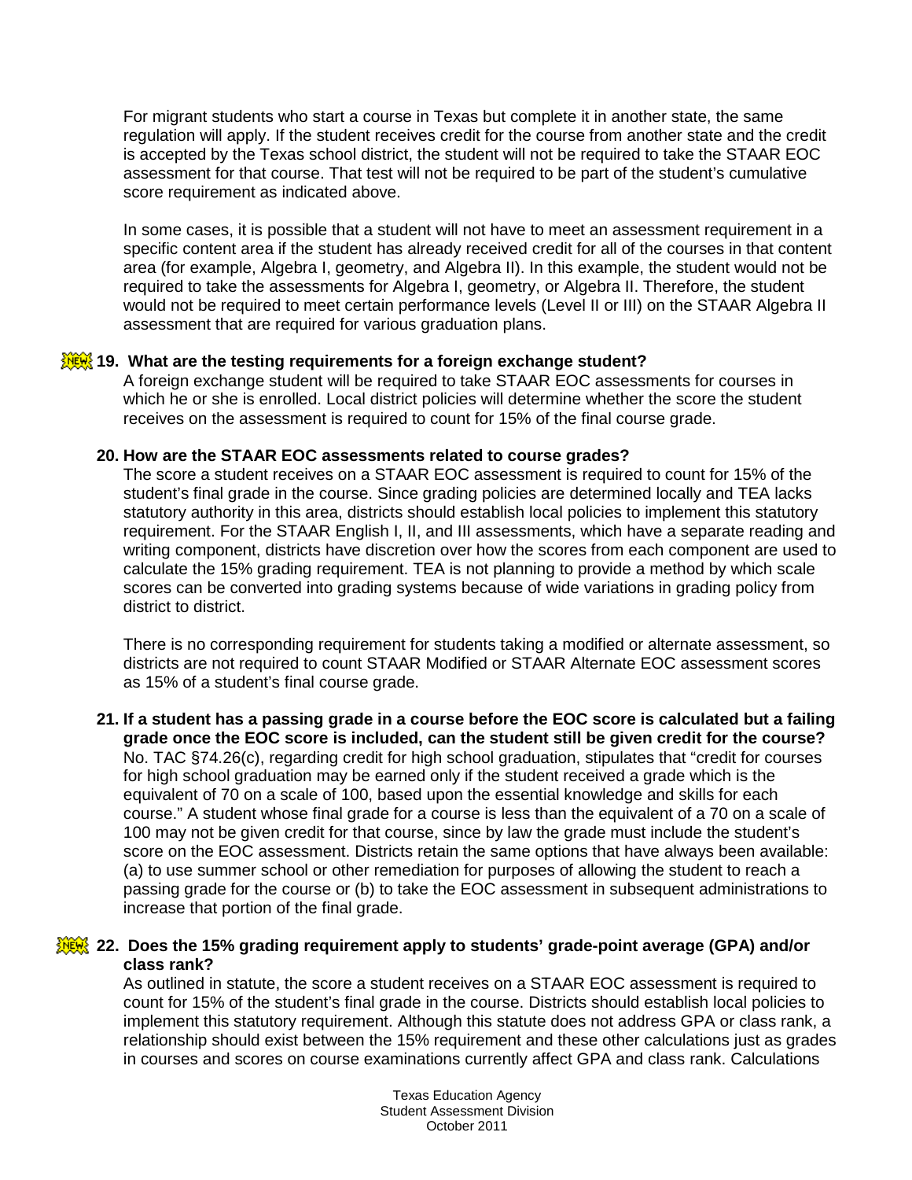For migrant students who start a course in Texas but complete it in another state, the same regulation will apply. If the student receives credit for the course from another state and the credit is accepted by the Texas school district, the student will not be required to take the STAAR EOC assessment for that course. That test will not be required to be part of the student's cumulative score requirement as indicated above.

In some cases, it is possible that a student will not have to meet an assessment requirement in a specific content area if the student has already received credit for all of the courses in that content area (for example, Algebra I, geometry, and Algebra II). In this example, the student would not be required to take the assessments for Algebra I, geometry, or Algebra II. Therefore, the student would not be required to meet certain performance levels (Level II or III) on the STAAR Algebra II assessment that are required for various graduation plans.

**NEW 19. What are the testing requirements for a foreign exchange student?**

A foreign exchange student will be required to take STAAR EOC assessments for courses in which he or she is enrolled. Local district policies will determine whether the score the student receives on the assessment is required to count for 15% of the final course grade.

**20. How are the STAAR EOC assessments related to course grades?**

The score a student receives on a STAAR EOC assessment is required to count for 15% of the student's final grade in the course. Since grading policies are determined locally and TEA lacks statutory authority in this area, districts should establish local policies to implement this statutory requirement. For the STAAR English I, II, and III assessments, which have a separate reading and writing component, districts have discretion over how the scores from each component are used to calculate the 15% grading requirement. TEA is not planning to provide a method by which scale scores can be converted into grading systems because of wide variations in grading policy from district to district.

There is no corresponding requirement for students taking a modified or alternate assessment, so districts are not required to count STAAR Modified or STAAR Alternate EOC assessment scores as 15% of a student's final course grade.

**21. If a student has a passing grade in a course before the EOC score is calculated but a failing grade once the EOC score is included, can the student still be given credit for the course?**

No. TAC §74.26(c), regarding credit for high school graduation, stipulates that "credit for courses for high school graduation may be earned only if the student received a grade which is the equivalent of 70 on a scale of 100, based upon the essential knowledge and skills for each course." A student whose final grade for a course is less than the equivalent of a 70 on a scale of 100 may not be given credit for that course, since by law the grade must include the student's score on the EOC assessment. Districts retain the same options that have always been available: (a) to use summer school or other remediation for purposes of allowing the student to reach a passing grade for the course or (b) to take the EOC assessment in subsequent administrations to increase that portion of the final grade.

**NEW 22. Does the 15% grading requirement apply to students' grade-point average (GPA) and/or class rank?**

As outlined in statute, the score a student receives on a STAAR EOC assessment is required to count for 15% of the student's final grade in the course. Districts should establish local policies to implement this statutory requirement. Although this statute does not address GPA or class rank, a relationship should exist between the 15% requirement and these other calculations just as grades in courses and scores on course examinations currently affect GPA and class rank. Calculations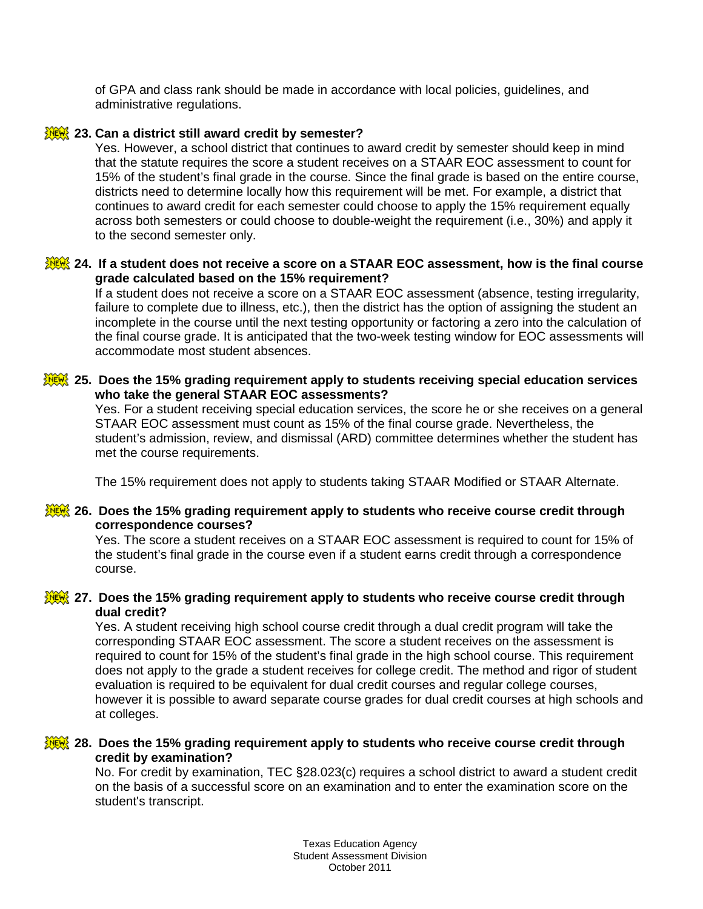of GPA and class rank should be made in accordance with local policies, guidelines, and administrative regulations.

**NEW 23. Can a district still award credit by semester?**

Yes. However, a school district that continues to award credit by semester should keep in mind that the statute requires the score a student receives on a STAAR EOC assessment to count for 15% of the student's final grade in the course. Since the final grade is based on the entire course, districts need to determine locally how this requirement will be met. For example, a district that continues to award credit for each semester could choose to apply the 15% requirement equally across both semesters or could choose to double-weight the requirement (i.e., 30%) and apply it to the second semester only.

**NEW 24. If a student does not receive a score on a STAAR EOC assessment, how is the final course grade calculated based on the 15% requirement?**

If a student does not receive a score on a STAAR EOC assessment (absence, testing irregularity, failure to complete due to illness, etc.), then the district has the option of assigning the student an incomplete in the course until the next testing opportunity or factoring a zero into the calculation of the final course grade. It is anticipated that the two-week testing window for EOC assessments will accommodate most student absences.

**NEW 25. Does the 15% grading requirement apply to students receiving special education services who take the general STAAR EOC assessments?**

Yes. For a student receiving special education services, the score he or she receives on a general STAAR EOC assessment must count as 15% of the final course grade. Nevertheless, the student's admission, review, and dismissal (ARD) committee determines whether the student has met the course requirements.

The 15% requirement does not apply to students taking STAAR Modified or STAAR Alternate.

**NEW 26. Does the 15% grading requirement apply to students who receive course credit through correspondence courses?**

Yes. The score a student receives on a STAAR EOC assessment is required to count for 15% of the student's final grade in the course even if a student earns credit through a correspondence course.

**NEW 27. Does the 15% grading requirement apply to students who receive course credit through dual credit?**

Yes. A student receiving high school course credit through a dual credit program will take the corresponding STAAR EOC assessment. The score a student receives on the assessment is required to count for 15% of the student's final grade in the high school course. This requirement does not apply to the grade a student receives for college credit. The method and rigor of student evaluation is required to be equivalent for dual credit courses and regular college courses, however it is possible to award separate course grades for dual credit courses at high schools and at colleges.

**NEW 28. Does the 15% grading requirement apply to students who receive course credit through credit by examination?**

No. For credit by examination, TEC §28.023(c) requires a school district to award a student credit on the basis of a successful score on an examination and to enter the examination score on the student's transcript.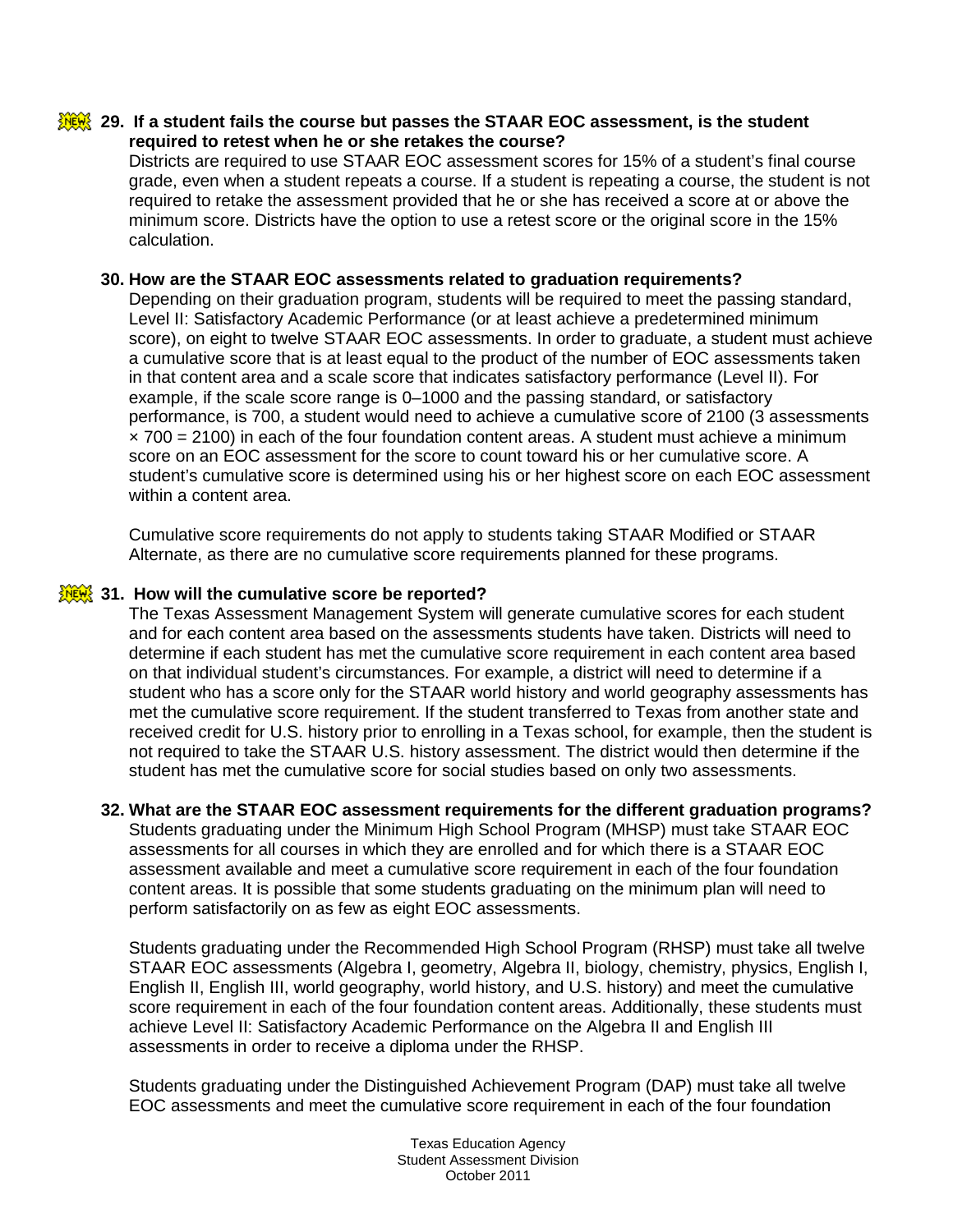**NEW 29. If a student fails the course but passes the STAAR EOC assessment, is the student required to retest when he or she retakes the course?**

Districts are required to use STAAR EOC assessment scores for 15% of a student's final course grade, even when a student repeats a course. If a student is repeating a course, the student is not required to retake the assessment provided that he or she has received a score at or above the minimum score. Districts have the option to use a retest score or the original score in the 15% calculation.

**30. How are the STAAR EOC assessments related to graduation requirements?**

Depending on their graduation program, students will be required to meet the passing standard, Level II: Satisfactory Academic Performance (or at least achieve a predetermined minimum score), on eight to twelve STAAR EOC assessments. In order to graduate, a student must achieve a cumulative score that is at least equal to the product of the number of EOC assessments taken in that content area and a scale score that indicates satisfactory performance (Level II). For example, if the scale score range is 0–1000 and the passing standard, or satisfactory performance, is 700, a student would need to achieve a cumulative score of 2100 (3 assessments × 700 = 2100) in each of the four foundation content areas. A student must achieve a minimum score on an EOC assessment for the score to count toward his or her cumulative score. A student's cumulative score is determined using his or her highest score on each EOC assessment within a content area.

Cumulative score requirements do not apply to students taking STAAR Modified or STAAR Alternate, as there are no cumulative score requirements planned for these programs.

**NEW 31. How will the cumulative score be reported?**

The Texas Assessment Management System will generate cumulative scores for each student and for each content area based on the assessments students have taken. Districts will need to determine if each student has met the cumulative score requirement in each content area based on that individual student's circumstances. For example, a district will need to determine if a student who has a score only for the STAAR world history and world geography assessments has met the cumulative score requirement. If the student transferred to Texas from another state and received credit for U.S. history prior to enrolling in a Texas school, for example, then the student is not required to take the STAAR U.S. history assessment. The district would then determine if the student has met the cumulative score for social studies based on only two assessments.

**32. What are the STAAR EOC assessment requirements for the different graduation programs?**

Students graduating under the Minimum High School Program (MHSP) must take STAAR EOC assessments for all courses in which they are enrolled and for which there is a STAAR EOC assessment available and meet a cumulative score requirement in each of the four foundation content areas. It is possible that some students graduating on the minimum plan will need to perform satisfactorily on as few as eight EOC assessments.

Students graduating under the Recommended High School Program (RHSP) must take all twelve STAAR EOC assessments (Algebra I, geometry, Algebra II, biology, chemistry, physics, English I, English II, English III, world geography, world history, and U.S. history) and meet the cumulative score requirement in each of the four foundation content areas. Additionally, these students must achieve Level II: Satisfactory Academic Performance on the Algebra II and English III assessments in order to receive a diploma under the RHSP.

Students graduating under the Distinguished Achievement Program (DAP) must take all twelve EOC assessments and meet the cumulative score requirement in each of the four foundation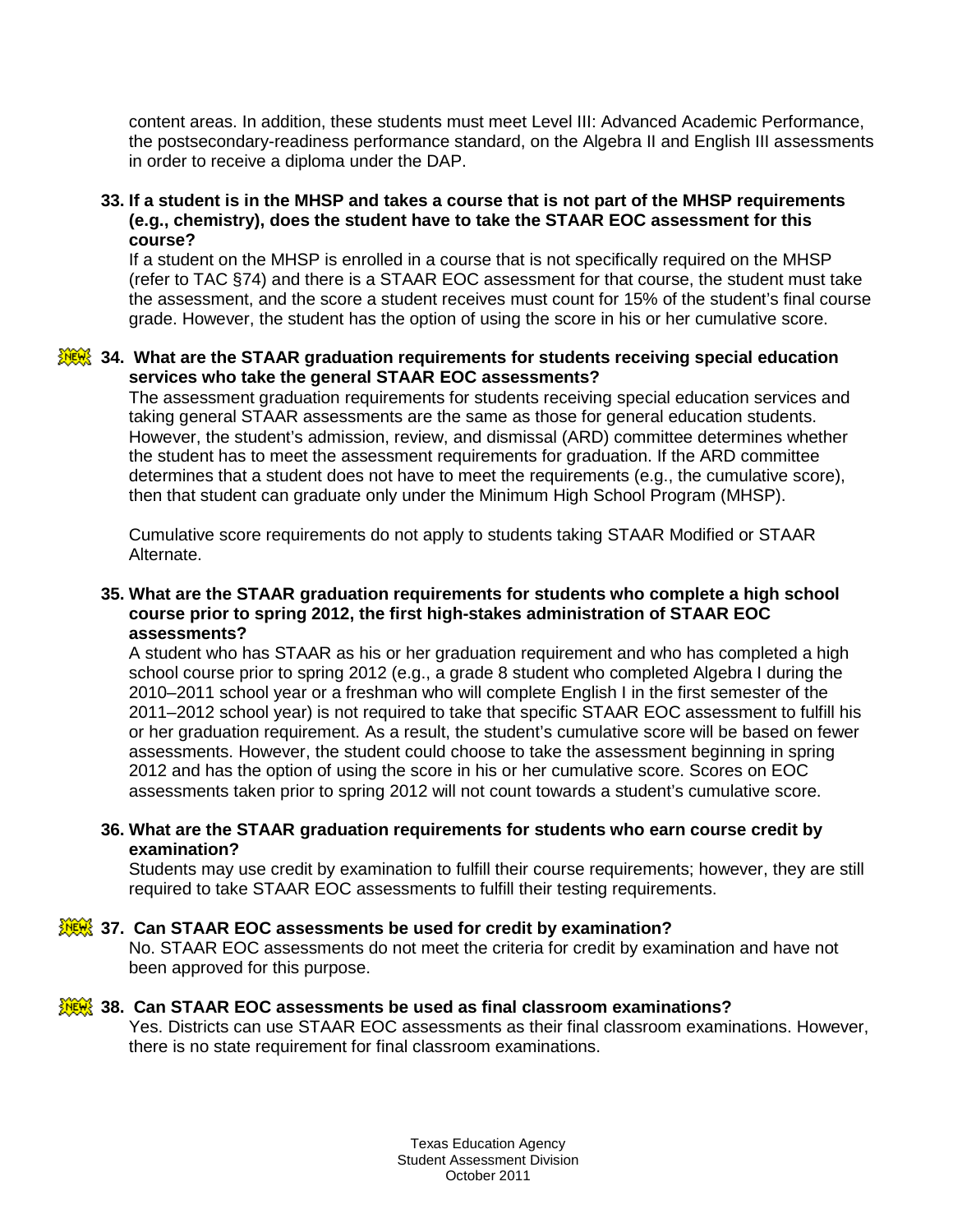content areas. In addition, these students must meet Level III: Advanced Academic Performance, the postsecondary-readiness performance standard, on the Algebra II and English III assessments in order to receive a diploma under the DAP.

**33. If a student is in the MHSP and takes a course that is not part of the MHSP requirements (e.g., chemistry), does the student have to take the STAAR EOC assessment for this course?**

If a student on the MHSP is enrolled in a course that is not specifically required on the MHSP (refer to TAC §74) and there is a STAAR EOC assessment for that course, the student must take the assessment, and the score a student receives must count for 15% of the student's final course grade. However, the student has the option of using the score in his or her cumulative score.

**NEW 34. What are the STAAR graduation requirements for students receiving special education services who take the general STAAR EOC assessments?**

The assessment graduation requirements for students receiving special education services and taking general STAAR assessments are the same as those for general education students. However, the student's admission, review, and dismissal (ARD) committee determines whether the student has to meet the assessment requirements for graduation. If the ARD committee determines that a student does not have to meet the requirements (e.g., the cumulative score), then that student can graduate only under the Minimum High School Program (MHSP).

Cumulative score requirements do not apply to students taking STAAR Modified or STAAR Alternate.

**35. What are the STAAR graduation requirements for students who complete a high school course prior to spring 2012, the first high-stakes administration of STAAR EOC assessments?**

A student who has STAAR as his or her graduation requirement and who has completed a high school course prior to spring 2012 (e.g., a grade 8 student who completed Algebra I during the 2010–2011 school year or a freshman who will complete English I in the first semester of the 2011–2012 school year) is not required to take that specific STAAR EOC assessment to fulfill his or her graduation requirement. As a result, the student's cumulative score will be based on fewer assessments. However, the student could choose to take the assessment beginning in spring 2012 and has the option of using the score in his or her cumulative score. Scores on EOC assessments taken prior to spring 2012 will not count towards a student's cumulative score.

**36. What are the STAAR graduation requirements for students who earn course credit by examination?**

Students may use credit by examination to fulfill their course requirements; however, they are still required to take STAAR EOC assessments to fulfill their testing requirements.

**NEW 37. Can STAAR EOC assessments be used for credit by examination?**

No. STAAR EOC assessments do not meet the criteria for credit by examination and have not been approved for this purpose.

**NEW 38. Can STAAR EOC assessments be used as final classroom examinations?**

Yes. Districts can use STAAR EOC assessments as their final classroom examinations. However, there is no state requirement for final classroom examinations.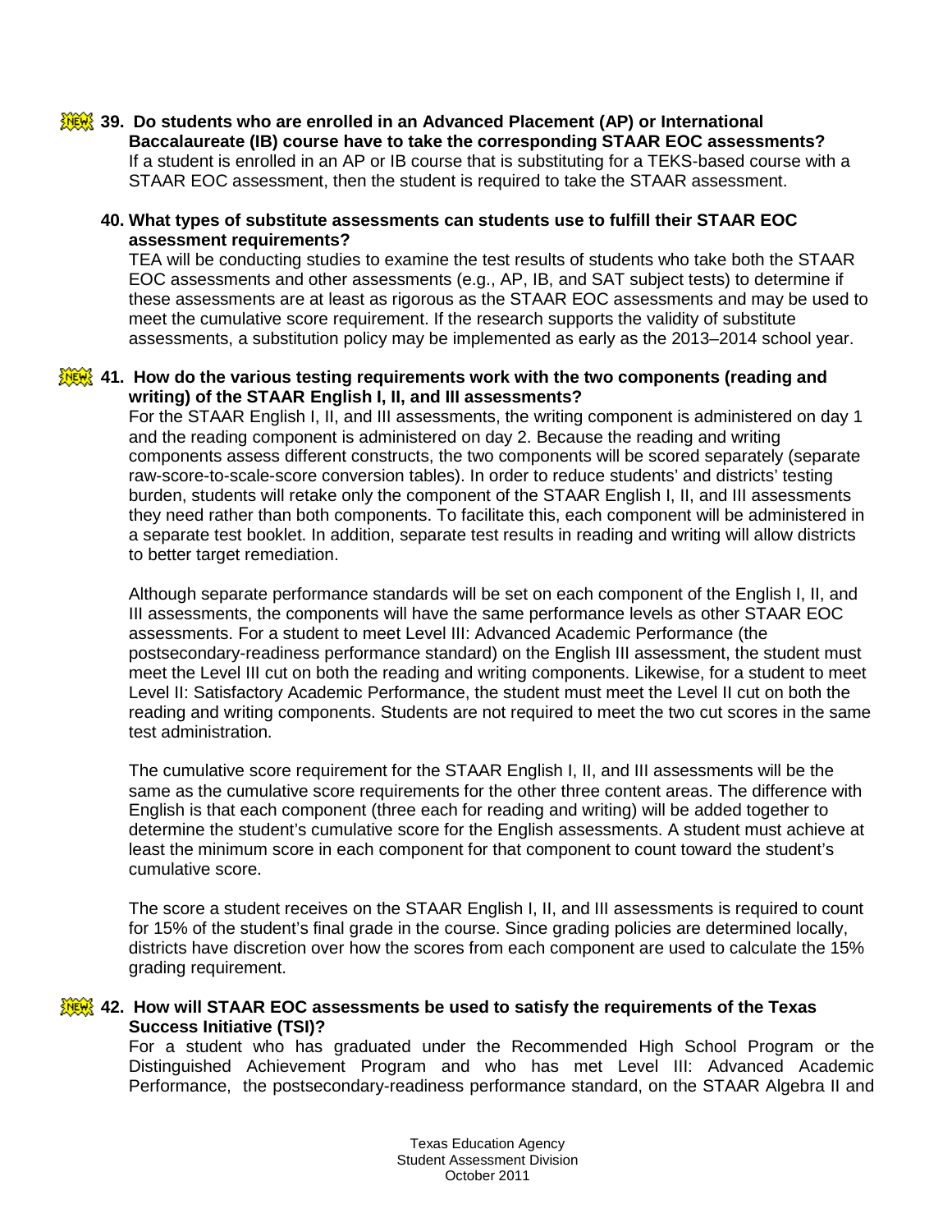**NEW 39. Do students who are enrolled in an Advanced Placement (AP) or International Baccalaureate (IB) course have to take the corresponding STAAR EOC assessments?**

If a student is enrolled in an AP or IB course that is substituting for a TEKS-based course with a STAAR EOC assessment, then the student is required to take the STAAR assessment.

**40. What types of substitute assessments can students use to fulfill their STAAR EOC assessment requirements?**

TEA will be conducting studies to examine the test results of students who take both the STAAR EOC assessments and other assessments (e.g., AP, IB, and SAT subject tests) to determine if these assessments are at least as rigorous as the STAAR EOC assessments and may be used to meet the cumulative score requirement. If the research supports the validity of substitute assessments, a substitution policy may be implemented as early as the 2013–2014 school year.

**NEW 41. How do the various testing requirements work with the two components (reading and writing) of the STAAR English I, II, and III assessments?**

For the STAAR English I, II, and III assessments, the writing component is administered on day 1 and the reading component is administered on day 2. Because the reading and writing components assess different constructs, the two components will be scored separately (separate raw-score-to-scale-score conversion tables). In order to reduce students' and districts' testing burden, students will retake only the component of the STAAR English I, II, and III assessments they need rather than both components. To facilitate this, each component will be administered in a separate test booklet. In addition, separate test results in reading and writing will allow districts to better target remediation.

Although separate performance standards will be set on each component of the English I, II, and III assessments, the components will have the same performance levels as other STAAR EOC assessments. For a student to meet Level III: Advanced Academic Performance (the postsecondary-readiness performance standard) on the English III assessment, the student must meet the Level III cut on both the reading and writing components. Likewise, for a student to meet Level II: Satisfactory Academic Performance, the student must meet the Level II cut on both the reading and writing components. Students are not required to meet the two cut scores in the same test administration.

The cumulative score requirement for the STAAR English I, II, and III assessments will be the same as the cumulative score requirements for the other three content areas. The difference with English is that each component (three each for reading and writing) will be added together to determine the student's cumulative score for the English assessments. A student must achieve at least the minimum score in each component for that component to count toward the student's cumulative score.

The score a student receives on the STAAR English I, II, and III assessments is required to count for 15% of the student's final grade in the course. Since grading policies are determined locally, districts have discretion over how the scores from each component are used to calculate the 15% grading requirement.

**NEW 42. How will STAAR EOC assessments be used to satisfy the requirements of the Texas Success Initiative (TSI)?**

For a student who has graduated under the Recommended High School Program or the Distinguished Achievement Program and who has met Level III: Advanced Academic Performance, the postsecondary-readiness performance standard, on the STAAR Algebra II and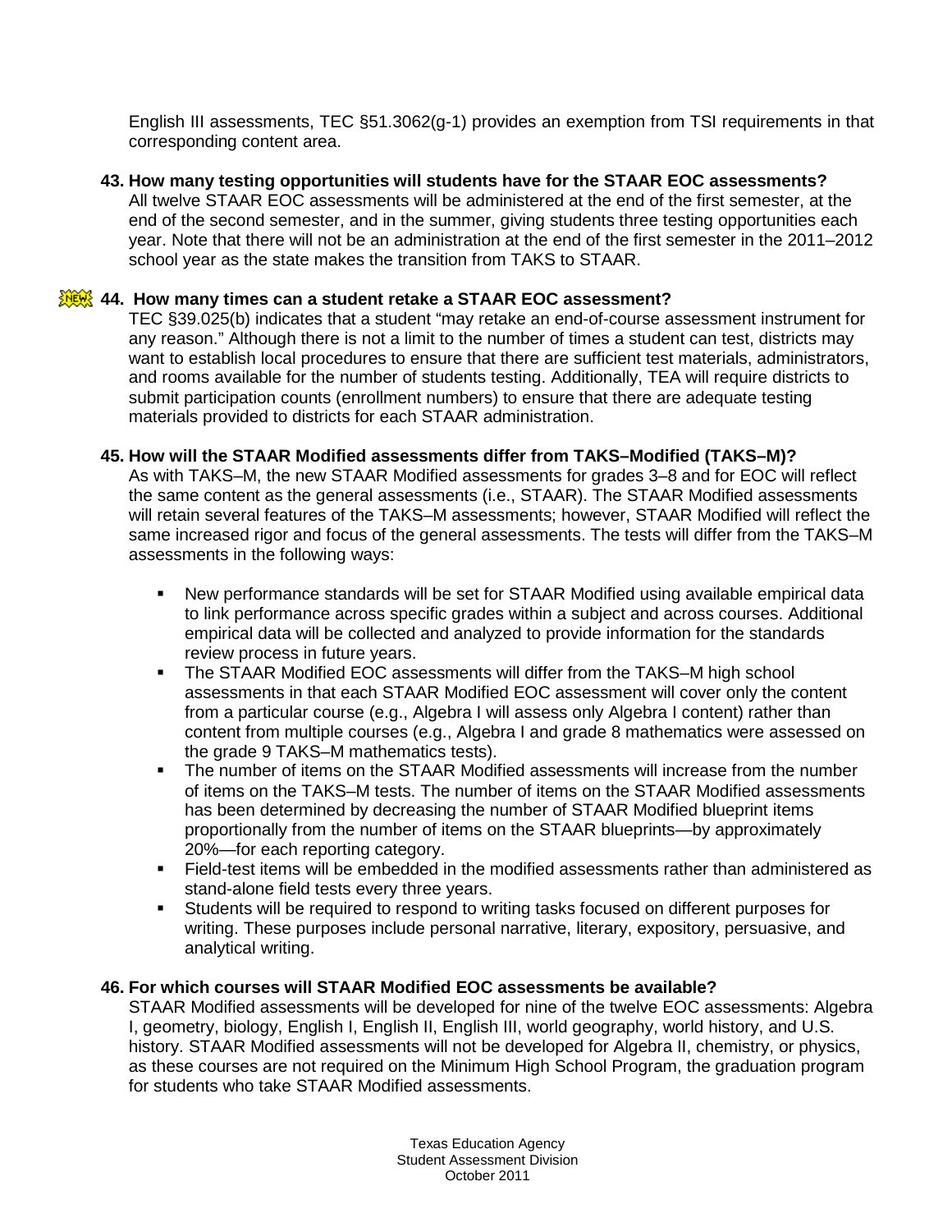English III assessments, TEC §51.3062(g-1) provides an exemption from TSI requirements in that corresponding content area.

**43. How many testing opportunities will students have for the STAAR EOC assessments?**

All twelve STAAR EOC assessments will be administered at the end of the first semester, at the end of the second semester, and in the summer, giving students three testing opportunities each year. Note that there will not be an administration at the end of the first semester in the 2011–2012 school year as the state makes the transition from TAKS to STAAR.

**NEW 44. How many times can a student retake a STAAR EOC assessment?**

TEC §39.025(b) indicates that a student "may retake an end-of-course assessment instrument for any reason." Although there is not a limit to the number of times a student can test, districts may want to establish local procedures to ensure that there are sufficient test materials, administrators, and rooms available for the number of students testing. Additionally, TEA will require districts to submit participation counts (enrollment numbers) to ensure that there are adequate testing materials provided to districts for each STAAR administration.

**45. How will the STAAR Modified assessments differ from TAKS–Modified (TAKS–M)?**

As with TAKS–M, the new STAAR Modified assessments for grades 3–8 and for EOC will reflect the same content as the general assessments (i.e., STAAR). The STAAR Modified assessments will retain several features of the TAKS–M assessments; however, STAAR Modified will reflect the same increased rigor and focus of the general assessments. The tests will differ from the TAKS–M assessments in the following ways:

- New performance standards will be set for STAAR Modified using available empirical data to link performance across specific grades within a subject and across courses. Additional empirical data will be collected and analyzed to provide information for the standards review process in future years.
- The STAAR Modified EOC assessments will differ from the TAKS–M high school assessments in that each STAAR Modified EOC assessment will cover only the content from a particular course (e.g., Algebra I will assess only Algebra I content) rather than content from multiple courses (e.g., Algebra I and grade 8 mathematics were assessed on the grade 9 TAKS–M mathematics tests).
- The number of items on the STAAR Modified assessments will increase from the number of items on the TAKS–M tests. The number of items on the STAAR Modified assessments has been determined by decreasing the number of STAAR Modified blueprint items proportionally from the number of items on the STAAR blueprints—by approximately 20%—for each reporting category.
- Field-test items will be embedded in the modified assessments rather than administered as stand-alone field tests every three years.
- Students will be required to respond to writing tasks focused on different purposes for writing. These purposes include personal narrative, literary, expository, persuasive, and analytical writing.

**46. For which courses will STAAR Modified EOC assessments be available?**

STAAR Modified assessments will be developed for nine of the twelve EOC assessments: Algebra I, geometry, biology, English I, English II, English III, world geography, world history, and U.S. history. STAAR Modified assessments will not be developed for Algebra II, chemistry, or physics, as these courses are not required on the Minimum High School Program, the graduation program for students who take STAAR Modified assessments.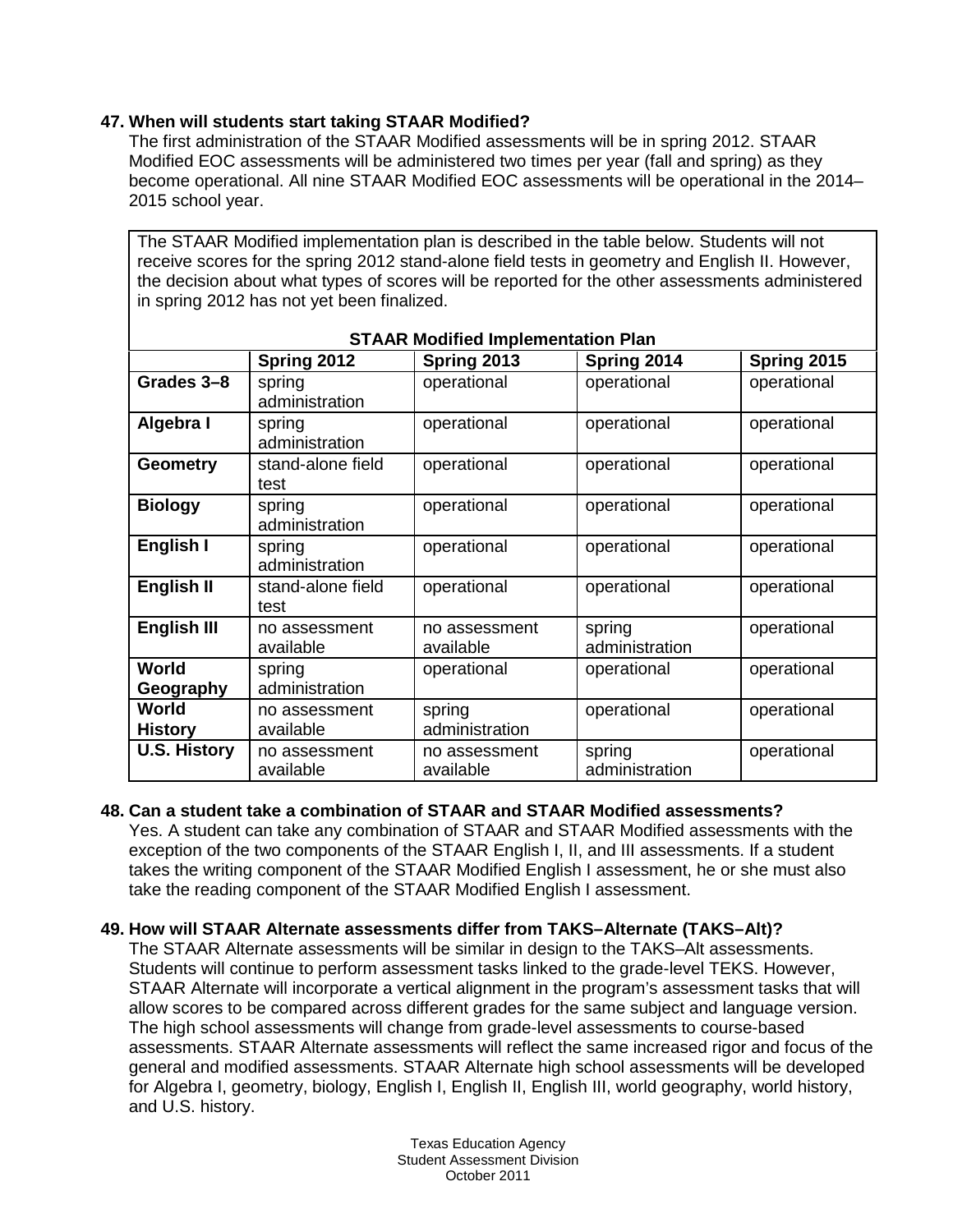**47. When will students start taking STAAR Modified?**

The first administration of the STAAR Modified assessments will be in spring 2012. STAAR Modified EOC assessments will be administered two times per year (fall and spring) as they become operational. All nine STAAR Modified EOC assessments will be operational in the 2014–2015 school year.

The STAAR Modified implementation plan is described in the table below. Students will not receive scores for the spring 2012 stand-alone field tests in geometry and English II. However, the decision about what types of scores will be reported for the other assessments administered in spring 2012 has not yet been finalized.

**STAAR Modified Implementation Plan**

| | Spring 2012 | Spring 2013 | Spring 2014 | Spring 2015 |
|---|---|---|---|---|
| **Grades 3–8** | spring administration | operational | operational | operational |
| **Algebra I** | spring administration | operational | operational | operational |
| **Geometry** | stand-alone field test | operational | operational | operational |
| **Biology** | spring administration | operational | operational | operational |
| **English I** | spring administration | operational | operational | operational |
| **English II** | stand-alone field test | operational | operational | operational |
| **English III** | no assessment available | no assessment available | spring administration | operational |
| **World Geography** | spring administration | operational | operational | operational |
| **World History** | no assessment available | spring administration | operational | operational |
| **U.S. History** | no assessment available | no assessment available | spring administration | operational |

**48. Can a student take a combination of STAAR and STAAR Modified assessments?**

Yes. A student can take any combination of STAAR and STAAR Modified assessments with the exception of the two components of the STAAR English I, II, and III assessments. If a student takes the writing component of the STAAR Modified English I assessment, he or she must also take the reading component of the STAAR Modified English I assessment.

**49. How will STAAR Alternate assessments differ from TAKS–Alternate (TAKS–Alt)?**

The STAAR Alternate assessments will be similar in design to the TAKS–Alt assessments. Students will continue to perform assessment tasks linked to the grade-level TEKS. However, STAAR Alternate will incorporate a vertical alignment in the program's assessment tasks that will allow scores to be compared across different grades for the same subject and language version. The high school assessments will change from grade-level assessments to course-based assessments. STAAR Alternate assessments will reflect the same increased rigor and focus of the general and modified assessments. STAAR Alternate high school assessments will be developed for Algebra I, geometry, biology, English I, English II, English III, world geography, world history, and U.S. history.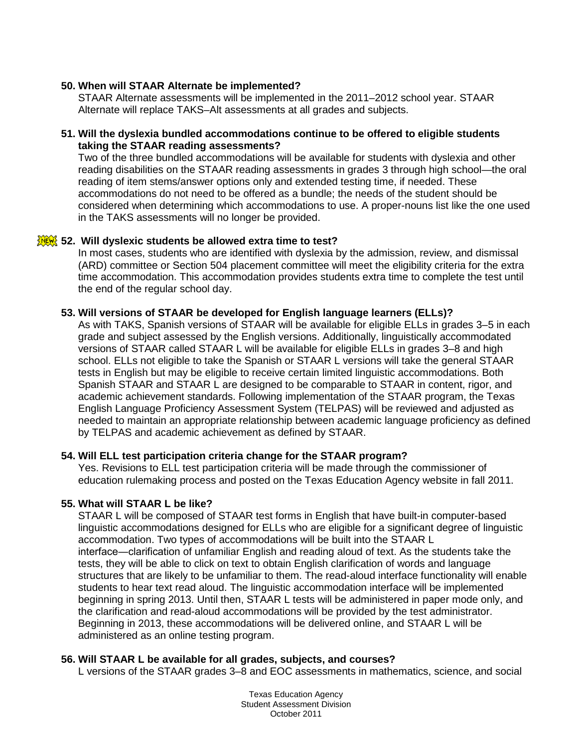**50. When will STAAR Alternate be implemented?**

STAAR Alternate assessments will be implemented in the 2011–2012 school year. STAAR Alternate will replace TAKS–Alt assessments at all grades and subjects.

**51. Will the dyslexia bundled accommodations continue to be offered to eligible students taking the STAAR reading assessments?**

Two of the three bundled accommodations will be available for students with dyslexia and other reading disabilities on the STAAR reading assessments in grades 3 through high school—the oral reading of item stems/answer options only and extended testing time, if needed. These accommodations do not need to be offered as a bundle; the needs of the student should be considered when determining which accommodations to use. A proper-nouns list like the one used in the TAKS assessments will no longer be provided.

NEW **52. Will dyslexic students be allowed extra time to test?**

In most cases, students who are identified with dyslexia by the admission, review, and dismissal (ARD) committee or Section 504 placement committee will meet the eligibility criteria for the extra time accommodation. This accommodation provides students extra time to complete the test until the end of the regular school day.

**53. Will versions of STAAR be developed for English language learners (ELLs)?**

As with TAKS, Spanish versions of STAAR will be available for eligible ELLs in grades 3–5 in each grade and subject assessed by the English versions. Additionally, linguistically accommodated versions of STAAR called STAAR L will be available for eligible ELLs in grades 3–8 and high school. ELLs not eligible to take the Spanish or STAAR L versions will take the general STAAR tests in English but may be eligible to receive certain limited linguistic accommodations. Both Spanish STAAR and STAAR L are designed to be comparable to STAAR in content, rigor, and academic achievement standards. Following implementation of the STAAR program, the Texas English Language Proficiency Assessment System (TELPAS) will be reviewed and adjusted as needed to maintain an appropriate relationship between academic language proficiency as defined by TELPAS and academic achievement as defined by STAAR.

**54. Will ELL test participation criteria change for the STAAR program?**

Yes. Revisions to ELL test participation criteria will be made through the commissioner of education rulemaking process and posted on the Texas Education Agency website in fall 2011.

**55. What will STAAR L be like?**

STAAR L will be composed of STAAR test forms in English that have built-in computer-based linguistic accommodations designed for ELLs who are eligible for a significant degree of linguistic accommodation. Two types of accommodations will be built into the STAAR L interface—clarification of unfamiliar English and reading aloud of text. As the students take the tests, they will be able to click on text to obtain English clarification of words and language structures that are likely to be unfamiliar to them. The read-aloud interface functionality will enable students to hear text read aloud. The linguistic accommodation interface will be implemented beginning in spring 2013. Until then, STAAR L tests will be administered in paper mode only, and the clarification and read-aloud accommodations will be provided by the test administrator. Beginning in 2013, these accommodations will be delivered online, and STAAR L will be administered as an online testing program.

**56. Will STAAR L be available for all grades, subjects, and courses?**

L versions of the STAAR grades 3–8 and EOC assessments in mathematics, science, and social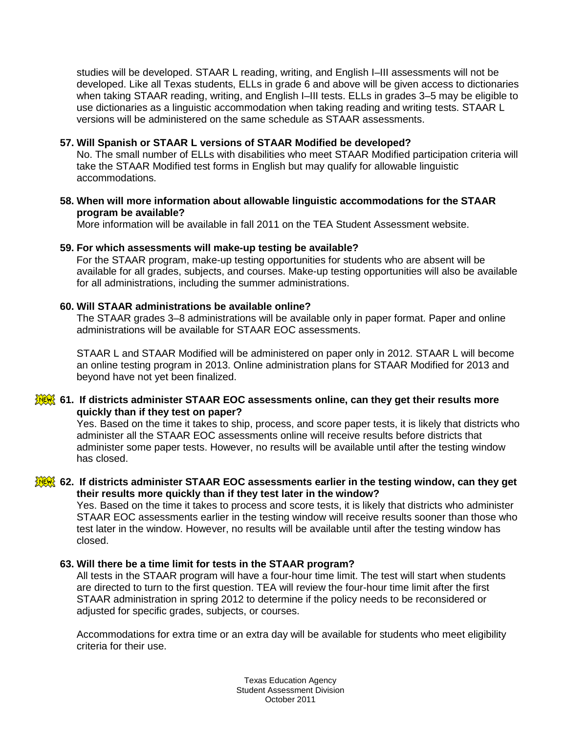studies will be developed. STAAR L reading, writing, and English I–III assessments will not be developed. Like all Texas students, ELLs in grade 6 and above will be given access to dictionaries when taking STAAR reading, writing, and English I–III tests. ELLs in grades 3–5 may be eligible to use dictionaries as a linguistic accommodation when taking reading and writing tests. STAAR L versions will be administered on the same schedule as STAAR assessments.

**57. Will Spanish or STAAR L versions of STAAR Modified be developed?**

No. The small number of ELLs with disabilities who meet STAAR Modified participation criteria will take the STAAR Modified test forms in English but may qualify for allowable linguistic accommodations.

**58. When will more information about allowable linguistic accommodations for the STAAR program be available?**

More information will be available in fall 2011 on the TEA Student Assessment website.

**59. For which assessments will make-up testing be available?**

For the STAAR program, make-up testing opportunities for students who are absent will be available for all grades, subjects, and courses. Make-up testing opportunities will also be available for all administrations, including the summer administrations.

**60. Will STAAR administrations be available online?**

The STAAR grades 3–8 administrations will be available only in paper format. Paper and online administrations will be available for STAAR EOC assessments.

STAAR L and STAAR Modified will be administered on paper only in 2012. STAAR L will become an online testing program in 2013. Online administration plans for STAAR Modified for 2013 and beyond have not yet been finalized.

NEW **61. If districts administer STAAR EOC assessments online, can they get their results more quickly than if they test on paper?**

Yes. Based on the time it takes to ship, process, and score paper tests, it is likely that districts who administer all the STAAR EOC assessments online will receive results before districts that administer some paper tests. However, no results will be available until after the testing window has closed.

NEW **62. If districts administer STAAR EOC assessments earlier in the testing window, can they get their results more quickly than if they test later in the window?**

Yes. Based on the time it takes to process and score tests, it is likely that districts who administer STAAR EOC assessments earlier in the testing window will receive results sooner than those who test later in the window. However, no results will be available until after the testing window has closed.

**63. Will there be a time limit for tests in the STAAR program?**

All tests in the STAAR program will have a four-hour time limit. The test will start when students are directed to turn to the first question. TEA will review the four-hour time limit after the first STAAR administration in spring 2012 to determine if the policy needs to be reconsidered or adjusted for specific grades, subjects, or courses.

Accommodations for extra time or an extra day will be available for students who meet eligibility criteria for their use.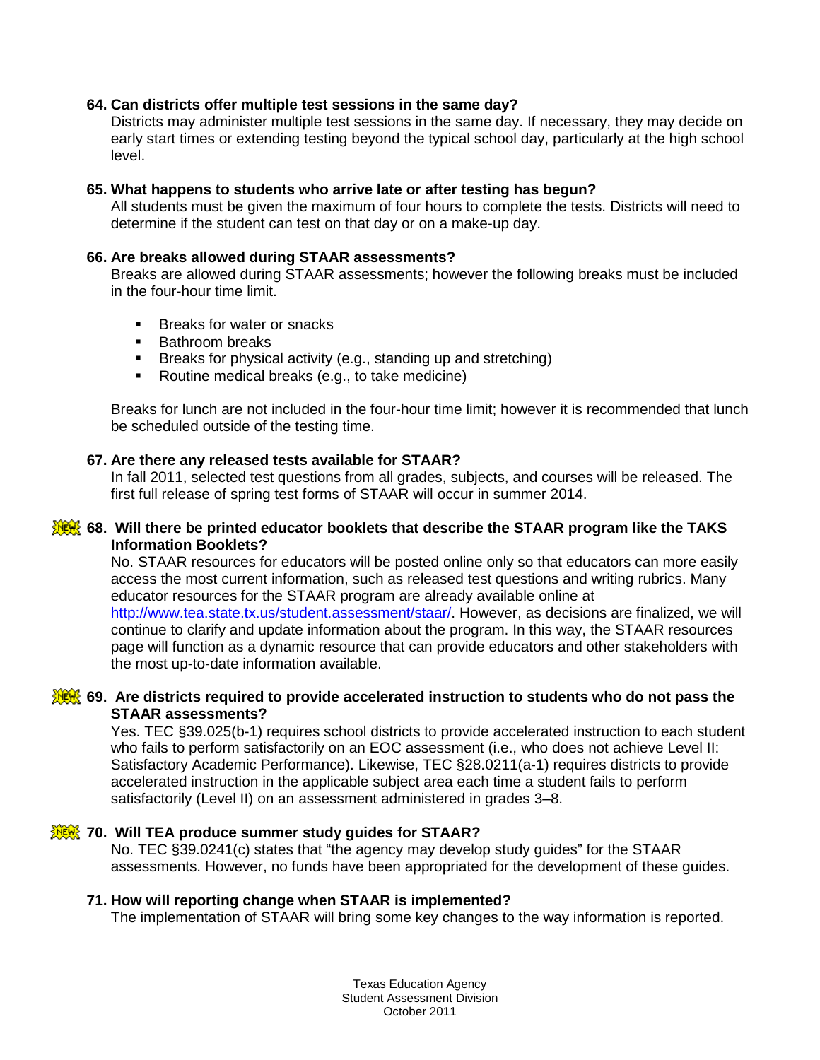**64. Can districts offer multiple test sessions in the same day?**

Districts may administer multiple test sessions in the same day. If necessary, they may decide on early start times or extending testing beyond the typical school day, particularly at the high school level.

**65. What happens to students who arrive late or after testing has begun?**

All students must be given the maximum of four hours to complete the tests. Districts will need to determine if the student can test on that day or on a make-up day.

**66. Are breaks allowed during STAAR assessments?**

Breaks are allowed during STAAR assessments; however the following breaks must be included in the four-hour time limit.

- Breaks for water or snacks
- Bathroom breaks
- Breaks for physical activity (e.g., standing up and stretching)
- Routine medical breaks (e.g., to take medicine)

Breaks for lunch are not included in the four-hour time limit; however it is recommended that lunch be scheduled outside of the testing time.

**67. Are there any released tests available for STAAR?**

In fall 2011, selected test questions from all grades, subjects, and courses will be released. The first full release of spring test forms of STAAR will occur in summer 2014.

NEW **68. Will there be printed educator booklets that describe the STAAR program like the TAKS Information Booklets?**

No. STAAR resources for educators will be posted online only so that educators can more easily access the most current information, such as released test questions and writing rubrics. Many educator resources for the STAAR program are already available online at http://www.tea.state.tx.us/student.assessment/staar/. However, as decisions are finalized, we will continue to clarify and update information about the program. In this way, the STAAR resources page will function as a dynamic resource that can provide educators and other stakeholders with the most up-to-date information available.

NEW **69. Are districts required to provide accelerated instruction to students who do not pass the STAAR assessments?**

Yes. TEC §39.025(b-1) requires school districts to provide accelerated instruction to each student who fails to perform satisfactorily on an EOC assessment (i.e., who does not achieve Level II: Satisfactory Academic Performance). Likewise, TEC §28.0211(a-1) requires districts to provide accelerated instruction in the applicable subject area each time a student fails to perform satisfactorily (Level II) on an assessment administered in grades 3–8.

NEW **70. Will TEA produce summer study guides for STAAR?**

No. TEC §39.0241(c) states that "the agency may develop study guides" for the STAAR assessments. However, no funds have been appropriated for the development of these guides.

**71. How will reporting change when STAAR is implemented?**

The implementation of STAAR will bring some key changes to the way information is reported.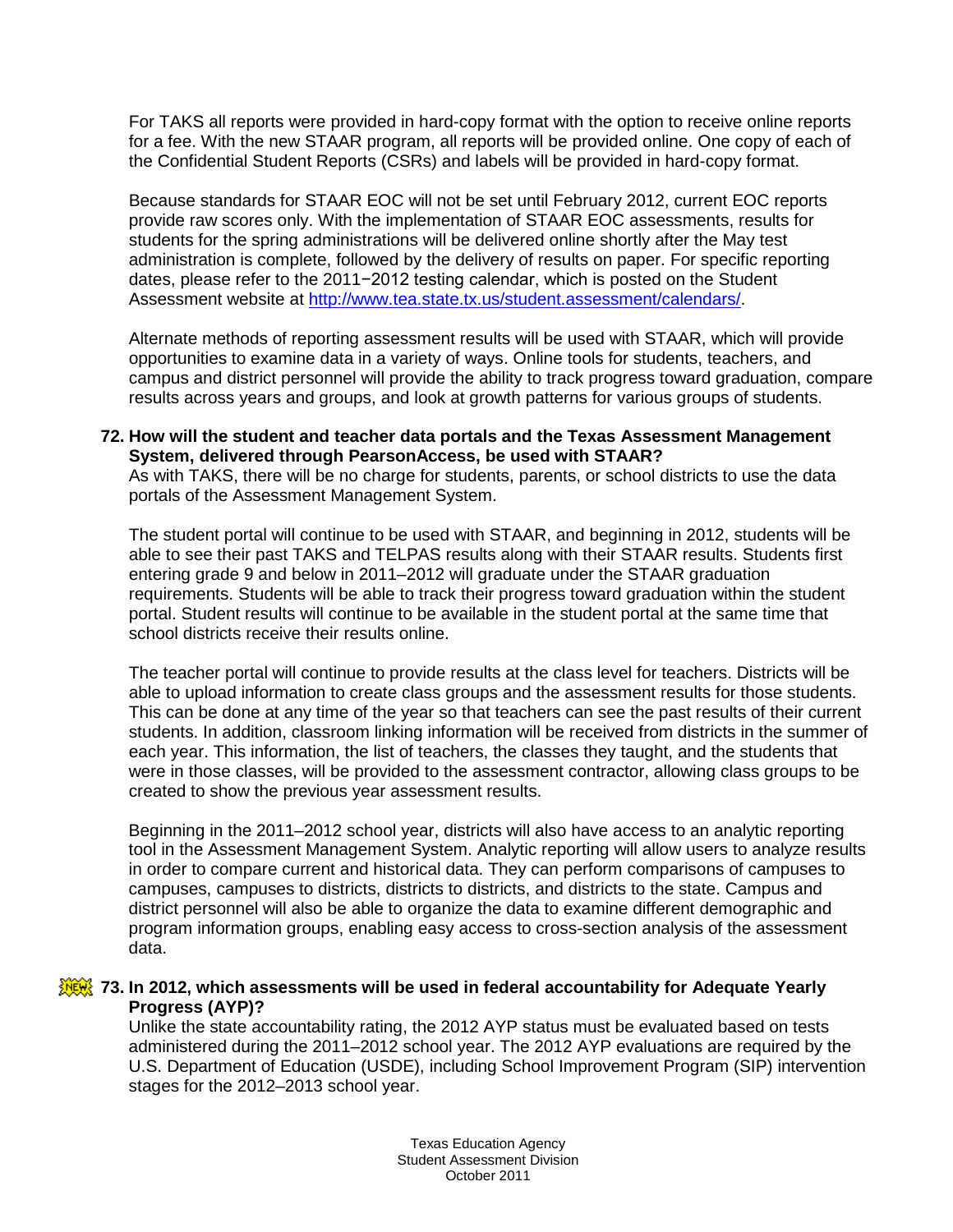For TAKS all reports were provided in hard-copy format with the option to receive online reports for a fee. With the new STAAR program, all reports will be provided online. One copy of each of the Confidential Student Reports (CSRs) and labels will be provided in hard-copy format.

Because standards for STAAR EOC will not be set until February 2012, current EOC reports provide raw scores only. With the implementation of STAAR EOC assessments, results for students for the spring administrations will be delivered online shortly after the May test administration is complete, followed by the delivery of results on paper. For specific reporting dates, please refer to the 2011−2012 testing calendar, which is posted on the Student Assessment website at [http://www.tea.state.tx.us/student.assessment/calendars/](http://www.tea.state.tx.us/student.assessment/calendars/).

Alternate methods of reporting assessment results will be used with STAAR, which will provide opportunities to examine data in a variety of ways. Online tools for students, teachers, and campus and district personnel will provide the ability to track progress toward graduation, compare results across years and groups, and look at growth patterns for various groups of students.

**72. How will the student and teacher data portals and the Texas Assessment Management System, delivered through PearsonAccess, be used with STAAR?**

As with TAKS, there will be no charge for students, parents, or school districts to use the data portals of the Assessment Management System.

The student portal will continue to be used with STAAR, and beginning in 2012, students will be able to see their past TAKS and TELPAS results along with their STAAR results. Students first entering grade 9 and below in 2011–2012 will graduate under the STAAR graduation requirements. Students will be able to track their progress toward graduation within the student portal. Student results will continue to be available in the student portal at the same time that school districts receive their results online.

The teacher portal will continue to provide results at the class level for teachers. Districts will be able to upload information to create class groups and the assessment results for those students. This can be done at any time of the year so that teachers can see the past results of their current students. In addition, classroom linking information will be received from districts in the summer of each year. This information, the list of teachers, the classes they taught, and the students that were in those classes, will be provided to the assessment contractor, allowing class groups to be created to show the previous year assessment results.

Beginning in the 2011–2012 school year, districts will also have access to an analytic reporting tool in the Assessment Management System. Analytic reporting will allow users to analyze results in order to compare current and historical data. They can perform comparisons of campuses to campuses, campuses to districts, districts to districts, and districts to the state. Campus and district personnel will also be able to organize the data to examine different demographic and program information groups, enabling easy access to cross-section analysis of the assessment data.

**NEW 73. In 2012, which assessments will be used in federal accountability for Adequate Yearly Progress (AYP)?**

Unlike the state accountability rating, the 2012 AYP status must be evaluated based on tests administered during the 2011–2012 school year. The 2012 AYP evaluations are required by the U.S. Department of Education (USDE), including School Improvement Program (SIP) intervention stages for the 2012–2013 school year.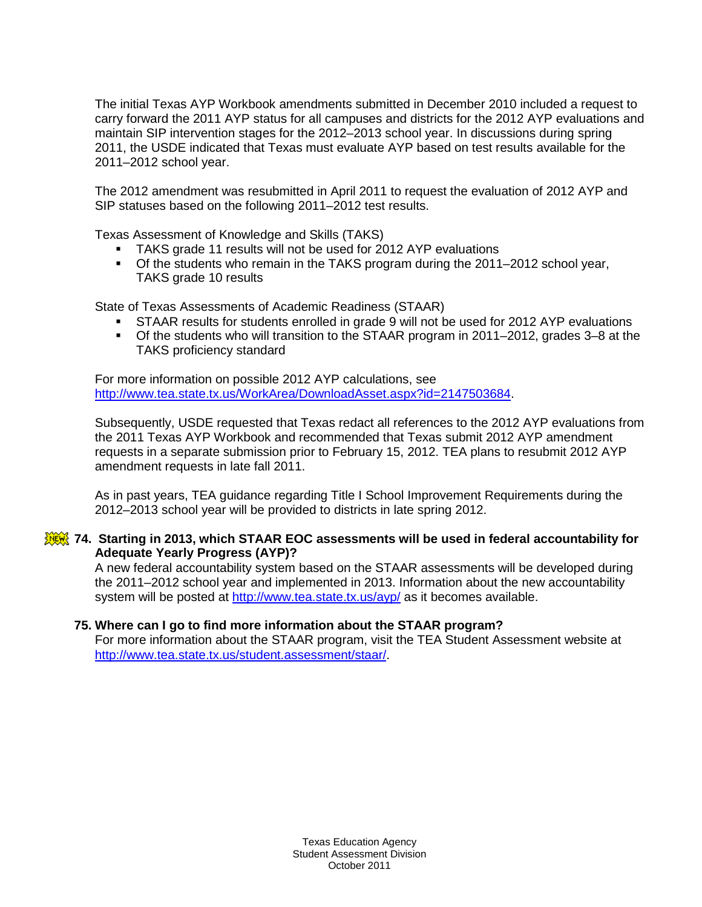The initial Texas AYP Workbook amendments submitted in December 2010 included a request to carry forward the 2011 AYP status for all campuses and districts for the 2012 AYP evaluations and maintain SIP intervention stages for the 2012–2013 school year. In discussions during spring 2011, the USDE indicated that Texas must evaluate AYP based on test results available for the 2011–2012 school year.

The 2012 amendment was resubmitted in April 2011 to request the evaluation of 2012 AYP and SIP statuses based on the following 2011–2012 test results.

Texas Assessment of Knowledge and Skills (TAKS)

- TAKS grade 11 results will not be used for 2012 AYP evaluations
- Of the students who remain in the TAKS program during the 2011–2012 school year, TAKS grade 10 results

State of Texas Assessments of Academic Readiness (STAAR)

- STAAR results for students enrolled in grade 9 will not be used for 2012 AYP evaluations
- Of the students who will transition to the STAAR program in 2011–2012, grades 3–8 at the TAKS proficiency standard

For more information on possible 2012 AYP calculations, see http://www.tea.state.tx.us/WorkArea/DownloadAsset.aspx?id=2147503684.

Subsequently, USDE requested that Texas redact all references to the 2012 AYP evaluations from the 2011 Texas AYP Workbook and recommended that Texas submit 2012 AYP amendment requests in a separate submission prior to February 15, 2012. TEA plans to resubmit 2012 AYP amendment requests in late fall 2011.

As in past years, TEA guidance regarding Title I School Improvement Requirements during the 2012–2013 school year will be provided to districts in late spring 2012.

**NEW 74. Starting in 2013, which STAAR EOC assessments will be used in federal accountability for Adequate Yearly Progress (AYP)?**

A new federal accountability system based on the STAAR assessments will be developed during the 2011–2012 school year and implemented in 2013. Information about the new accountability system will be posted at http://www.tea.state.tx.us/ayp/ as it becomes available.

**75. Where can I go to find more information about the STAAR program?**

For more information about the STAAR program, visit the TEA Student Assessment website at http://www.tea.state.tx.us/student.assessment/staar/.